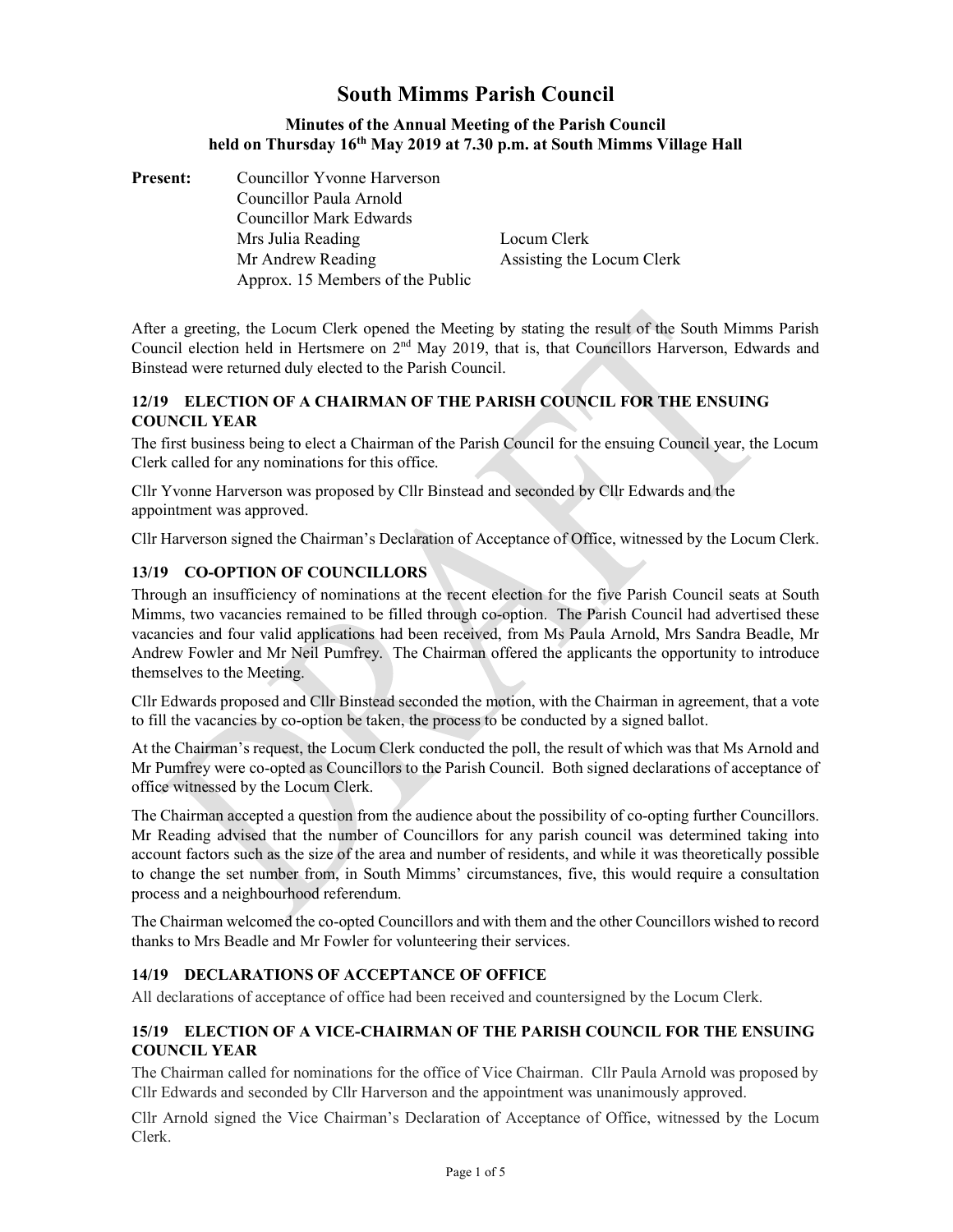# South Mimms Parish Council

### Minutes of the Annual Meeting of the Parish Council held on Thursday 16th May 2019 at 7.30 p.m. at South Mimms Village Hall

| **Present:** | | |
|---|---|---|
| | Councillor Yvonne Harverson | |
| | Councillor Paula Arnold | |
| | Councillor Mark Edwards | |
| | Mrs Julia Reading | Locum Clerk |
| | Mr Andrew Reading | Assisting the Locum Clerk |
| | Approx. 15 Members of the Public | |

After a greeting, the Locum Clerk opened the Meeting by stating the result of the South Mimms Parish Council election held in Hertsmere on 2nd May 2019, that is, that Councillors Harverson, Edwards and Binstead were returned duly elected to the Parish Council.

### 12/19 ELECTION OF A CHAIRMAN OF THE PARISH COUNCIL FOR THE ENSUING COUNCIL YEAR

The first business being to elect a Chairman of the Parish Council for the ensuing Council year, the Locum Clerk called for any nominations for this office.

Cllr Yvonne Harverson was proposed by Cllr Binstead and seconded by Cllr Edwards and the appointment was approved.

Cllr Harverson signed the Chairman's Declaration of Acceptance of Office, witnessed by the Locum Clerk.

### 13/19 CO-OPTION OF COUNCILLORS

Through an insufficiency of nominations at the recent election for the five Parish Council seats at South Mimms, two vacancies remained to be filled through co-option. The Parish Council had advertised these vacancies and four valid applications had been received, from Ms Paula Arnold, Mrs Sandra Beadle, Mr Andrew Fowler and Mr Neil Pumfrey. The Chairman offered the applicants the opportunity to introduce themselves to the Meeting.

Cllr Edwards proposed and Cllr Binstead seconded the motion, with the Chairman in agreement, that a vote to fill the vacancies by co-option be taken, the process to be conducted by a signed ballot.

At the Chairman's request, the Locum Clerk conducted the poll, the result of which was that Ms Arnold and Mr Pumfrey were co-opted as Councillors to the Parish Council. Both signed declarations of acceptance of office witnessed by the Locum Clerk.

The Chairman accepted a question from the audience about the possibility of co-opting further Councillors. Mr Reading advised that the number of Councillors for any parish council was determined taking into account factors such as the size of the area and number of residents, and while it was theoretically possible to change the set number from, in South Mimms' circumstances, five, this would require a consultation process and a neighbourhood referendum.

The Chairman welcomed the co-opted Councillors and with them and the other Councillors wished to record thanks to Mrs Beadle and Mr Fowler for volunteering their services.

### 14/19 DECLARATIONS OF ACCEPTANCE OF OFFICE

All declarations of acceptance of office had been received and countersigned by the Locum Clerk.

### 15/19 ELECTION OF A VICE-CHAIRMAN OF THE PARISH COUNCIL FOR THE ENSUING COUNCIL YEAR

The Chairman called for nominations for the office of Vice Chairman. Cllr Paula Arnold was proposed by Cllr Edwards and seconded by Cllr Harverson and the appointment was unanimously approved.

Cllr Arnold signed the Vice Chairman's Declaration of Acceptance of Office, witnessed by the Locum Clerk.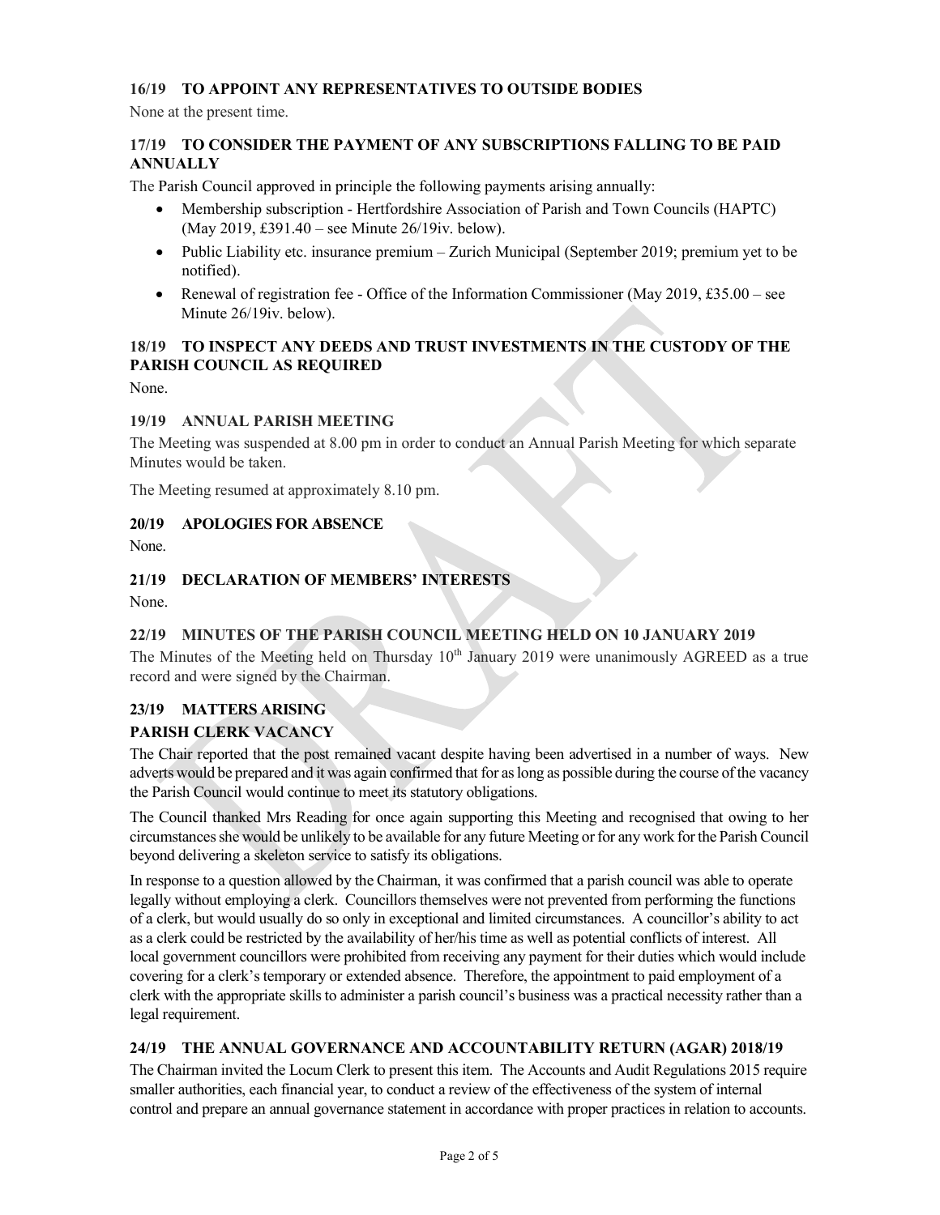### 16/19 TO APPOINT ANY REPRESENTATIVES TO OUTSIDE BODIES

None at the present time.

### 17/19 TO CONSIDER THE PAYMENT OF ANY SUBSCRIPTIONS FALLING TO BE PAID ANNUALLY

The Parish Council approved in principle the following payments arising annually:

- Membership subscription - Hertfordshire Association of Parish and Town Councils (HAPTC) (May 2019, £391.40 – see Minute 26/19iv. below).
- Public Liability etc. insurance premium – Zurich Municipal (September 2019; premium yet to be notified).
- Renewal of registration fee - Office of the Information Commissioner (May 2019, £35.00 – see Minute 26/19iv. below).

### 18/19 TO INSPECT ANY DEEDS AND TRUST INVESTMENTS IN THE CUSTODY OF THE PARISH COUNCIL AS REQUIRED

None.

### 19/19 ANNUAL PARISH MEETING

The Meeting was suspended at 8.00 pm in order to conduct an Annual Parish Meeting for which separate Minutes would be taken.

The Meeting resumed at approximately 8.10 pm.

### 20/19 APOLOGIES FOR ABSENCE

None.

### 21/19 DECLARATION OF MEMBERS' INTERESTS

None.

### 22/19 MINUTES OF THE PARISH COUNCIL MEETING HELD ON 10 JANUARY 2019

The Minutes of the Meeting held on Thursday 10th January 2019 were unanimously AGREED as a true record and were signed by the Chairman.

### 23/19 MATTERS ARISING

**PARISH CLERK VACANCY**

The Chair reported that the post remained vacant despite having been advertised in a number of ways. New adverts would be prepared and it was again confirmed that for as long as possible during the course of the vacancy the Parish Council would continue to meet its statutory obligations.

The Council thanked Mrs Reading for once again supporting this Meeting and recognised that owing to her circumstances she would be unlikely to be available for any future Meeting or for any work for the Parish Council beyond delivering a skeleton service to satisfy its obligations.

In response to a question allowed by the Chairman, it was confirmed that a parish council was able to operate legally without employing a clerk. Councillors themselves were not prevented from performing the functions of a clerk, but would usually do so only in exceptional and limited circumstances. A councillor's ability to act as a clerk could be restricted by the availability of her/his time as well as potential conflicts of interest. All local government councillors were prohibited from receiving any payment for their duties which would include covering for a clerk's temporary or extended absence. Therefore, the appointment to paid employment of a clerk with the appropriate skills to administer a parish council's business was a practical necessity rather than a legal requirement.

### 24/19 THE ANNUAL GOVERNANCE AND ACCOUNTABILITY RETURN (AGAR) 2018/19

The Chairman invited the Locum Clerk to present this item. The Accounts and Audit Regulations 2015 require smaller authorities, each financial year, to conduct a review of the effectiveness of the system of internal control and prepare an annual governance statement in accordance with proper practices in relation to accounts.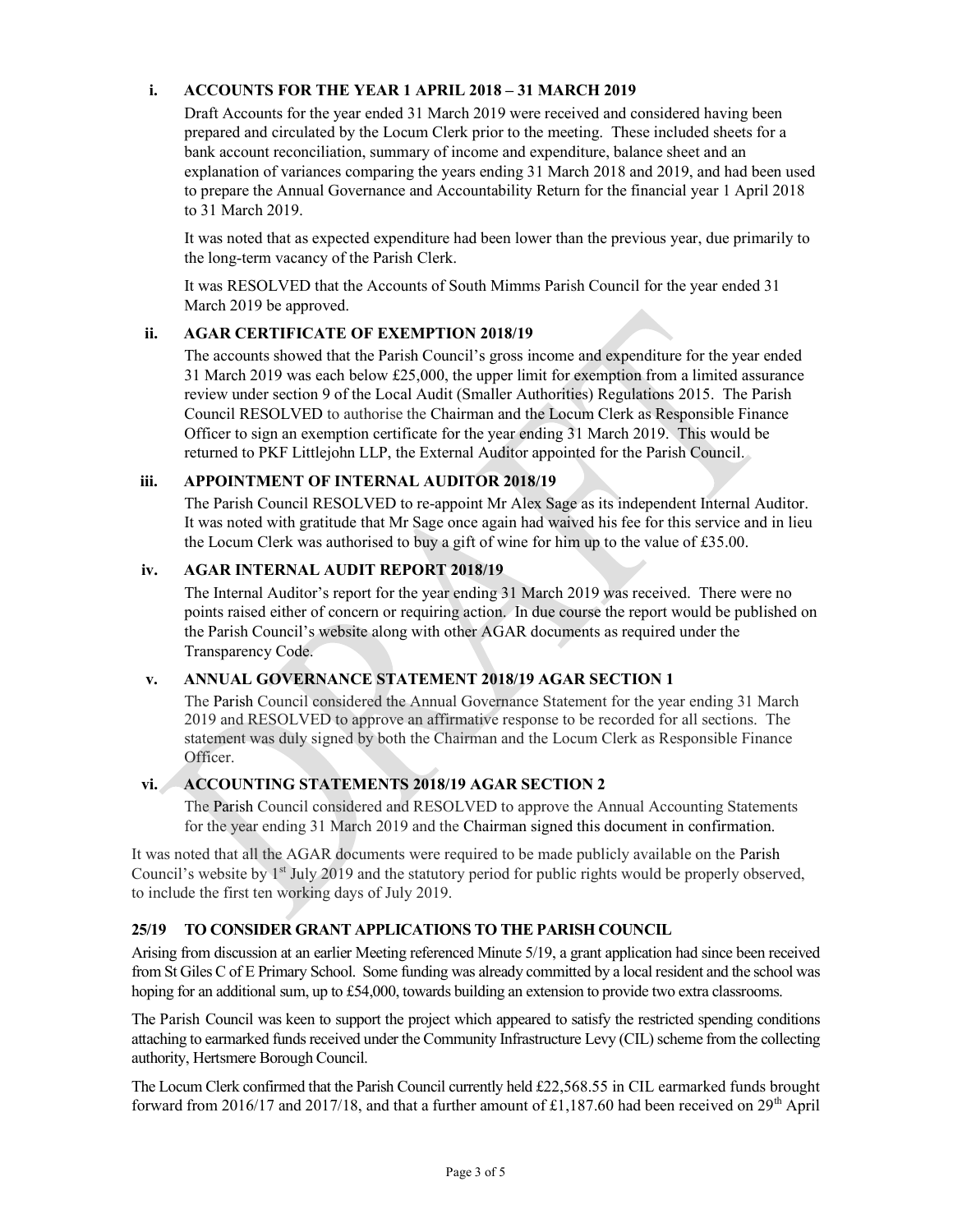### i. ACCOUNTS FOR THE YEAR 1 APRIL 2018 – 31 MARCH 2019

Draft Accounts for the year ended 31 March 2019 were received and considered having been prepared and circulated by the Locum Clerk prior to the meeting. These included sheets for a bank account reconciliation, summary of income and expenditure, balance sheet and an explanation of variances comparing the years ending 31 March 2018 and 2019, and had been used to prepare the Annual Governance and Accountability Return for the financial year 1 April 2018 to 31 March 2019.

It was noted that as expected expenditure had been lower than the previous year, due primarily to the long-term vacancy of the Parish Clerk.

It was RESOLVED that the Accounts of South Mimms Parish Council for the year ended 31 March 2019 be approved.

### ii. AGAR CERTIFICATE OF EXEMPTION 2018/19

The accounts showed that the Parish Council's gross income and expenditure for the year ended 31 March 2019 was each below £25,000, the upper limit for exemption from a limited assurance review under section 9 of the Local Audit (Smaller Authorities) Regulations 2015. The Parish Council RESOLVED to authorise the Chairman and the Locum Clerk as Responsible Finance Officer to sign an exemption certificate for the year ending 31 March 2019. This would be returned to PKF Littlejohn LLP, the External Auditor appointed for the Parish Council.

### iii. APPOINTMENT OF INTERNAL AUDITOR 2018/19

The Parish Council RESOLVED to re-appoint Mr Alex Sage as its independent Internal Auditor. It was noted with gratitude that Mr Sage once again had waived his fee for this service and in lieu the Locum Clerk was authorised to buy a gift of wine for him up to the value of £35.00.

### iv. AGAR INTERNAL AUDIT REPORT 2018/19

The Internal Auditor's report for the year ending 31 March 2019 was received. There were no points raised either of concern or requiring action. In due course the report would be published on the Parish Council's website along with other AGAR documents as required under the Transparency Code.

### v. ANNUAL GOVERNANCE STATEMENT 2018/19 AGAR SECTION 1

The Parish Council considered the Annual Governance Statement for the year ending 31 March 2019 and RESOLVED to approve an affirmative response to be recorded for all sections. The statement was duly signed by both the Chairman and the Locum Clerk as Responsible Finance Officer.

### vi. ACCOUNTING STATEMENTS 2018/19 AGAR SECTION 2

The Parish Council considered and RESOLVED to approve the Annual Accounting Statements for the year ending 31 March 2019 and the Chairman signed this document in confirmation.

It was noted that all the AGAR documents were required to be made publicly available on the Parish Council's website by 1st July 2019 and the statutory period for public rights would be properly observed, to include the first ten working days of July 2019.

## 25/19 TO CONSIDER GRANT APPLICATIONS TO THE PARISH COUNCIL

Arising from discussion at an earlier Meeting referenced Minute 5/19, a grant application had since been received from St Giles C of E Primary School. Some funding was already committed by a local resident and the school was hoping for an additional sum, up to £54,000, towards building an extension to provide two extra classrooms.

The Parish Council was keen to support the project which appeared to satisfy the restricted spending conditions attaching to earmarked funds received under the Community Infrastructure Levy (CIL) scheme from the collecting authority, Hertsmere Borough Council.

The Locum Clerk confirmed that the Parish Council currently held £22,568.55 in CIL earmarked funds brought forward from 2016/17 and 2017/18, and that a further amount of £1,187.60 had been received on 29th April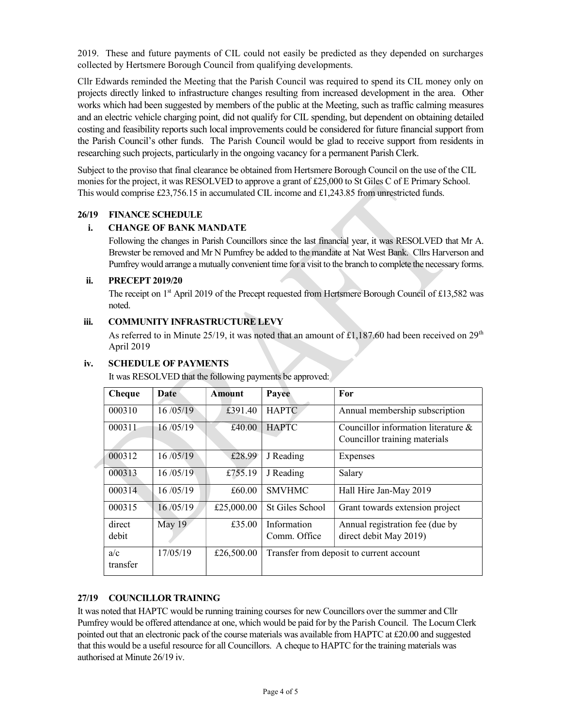2019. These and future payments of CIL could not easily be predicted as they depended on surcharges collected by Hertsmere Borough Council from qualifying developments.

Cllr Edwards reminded the Meeting that the Parish Council was required to spend its CIL money only on projects directly linked to infrastructure changes resulting from increased development in the area. Other works which had been suggested by members of the public at the Meeting, such as traffic calming measures and an electric vehicle charging point, did not qualify for CIL spending, but dependent on obtaining detailed costing and feasibility reports such local improvements could be considered for future financial support from the Parish Council's other funds. The Parish Council would be glad to receive support from residents in researching such projects, particularly in the ongoing vacancy for a permanent Parish Clerk.

Subject to the proviso that final clearance be obtained from Hertsmere Borough Council on the use of the CIL monies for the project, it was RESOLVED to approve a grant of £25,000 to St Giles C of E Primary School. This would comprise £23,756.15 in accumulated CIL income and £1,243.85 from unrestricted funds.

## 26/19 FINANCE SCHEDULE

### i. CHANGE OF BANK MANDATE

Following the changes in Parish Councillors since the last financial year, it was RESOLVED that Mr A. Brewster be removed and Mr N Pumfrey be added to the mandate at Nat West Bank. Cllrs Harverson and Pumfrey would arrange a mutually convenient time for a visit to the branch to complete the necessary forms.

### ii. PRECEPT 2019/20

The receipt on 1st April 2019 of the Precept requested from Hertsmere Borough Council of £13,582 was noted.

### iii. COMMUNITY INFRASTRUCTURE LEVY

As referred to in Minute 25/19, it was noted that an amount of £1,187.60 had been received on 29th April 2019

### iv. SCHEDULE OF PAYMENTS

It was RESOLVED that the following payments be approved:

| Cheque | Date | Amount | Payee | For |
|---|---|---|---|---|
| 000310 | 16 /05/19 | £391.40 | HAPTC | Annual membership subscription |
| 000311 | 16 /05/19 | £40.00 | HAPTC | Councillor information literature & Councillor training materials |
| 000312 | 16 /05/19 | £28.99 | J Reading | Expenses |
| 000313 | 16 /05/19 | £755.19 | J Reading | Salary |
| 000314 | 16 /05/19 | £60.00 | SMVHMC | Hall Hire Jan-May 2019 |
| 000315 | 16 /05/19 | £25,000.00 | St Giles School | Grant towards extension project |
| direct debit | May 19 | £35.00 | Information Comm. Office | Annual registration fee (due by direct debit May 2019) |
| a/c transfer | 17/05/19 | £26,500.00 | Transfer from deposit to current account | |

## 27/19 COUNCILLOR TRAINING

It was noted that HAPTC would be running training courses for new Councillors over the summer and Cllr Pumfrey would be offered attendance at one, which would be paid for by the Parish Council. The Locum Clerk pointed out that an electronic pack of the course materials was available from HAPTC at £20.00 and suggested that this would be a useful resource for all Councillors. A cheque to HAPTC for the training materials was authorised at Minute 26/19 iv.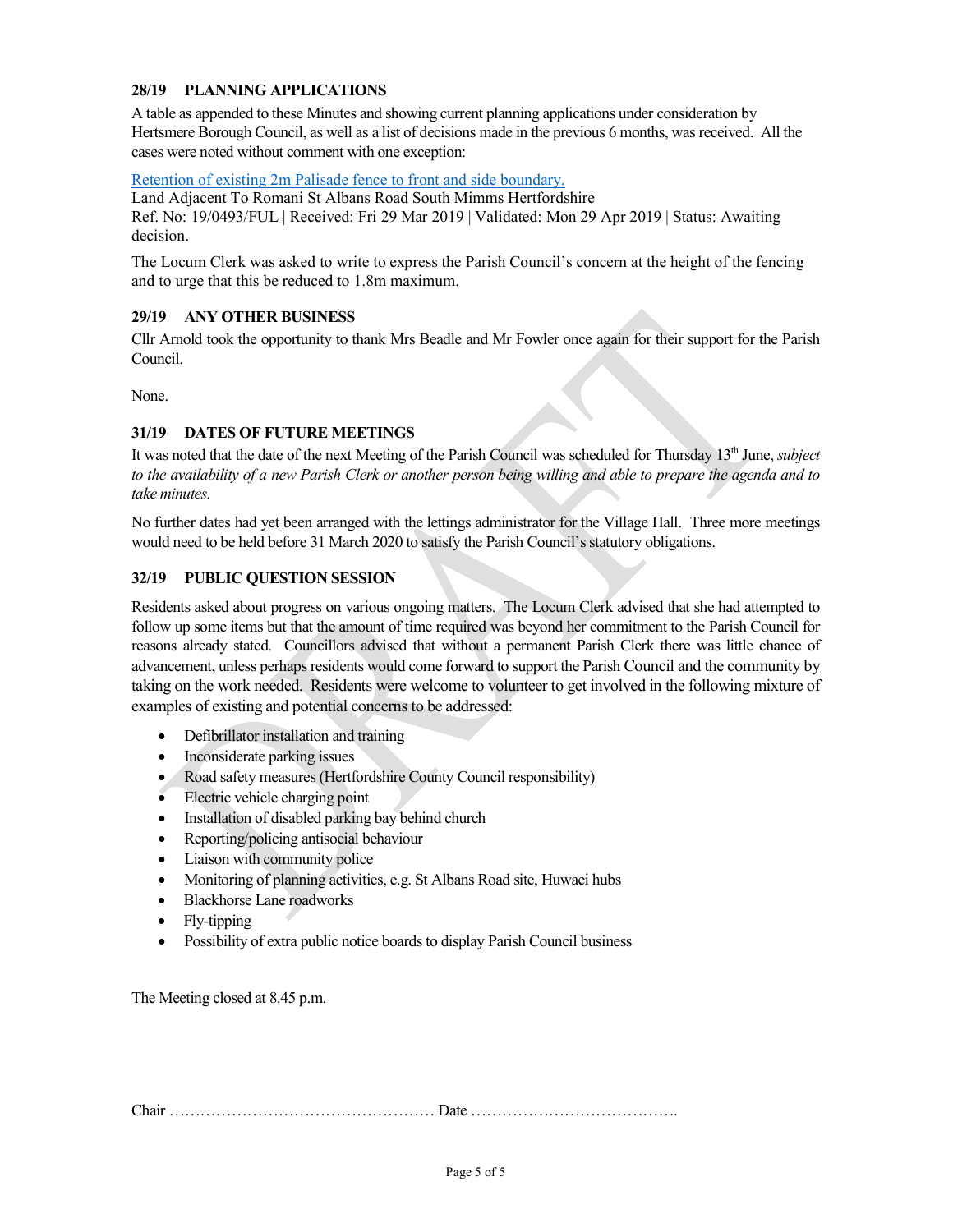### 28/19 PLANNING APPLICATIONS

A table as appended to these Minutes and showing current planning applications under consideration by Hertsmere Borough Council, as well as a list of decisions made in the previous 6 months, was received. All the cases were noted without comment with one exception:

Retention of existing 2m Palisade fence to front and side boundary.
Land Adjacent To Romani St Albans Road South Mimms Hertfordshire
Ref. No: 19/0493/FUL | Received: Fri 29 Mar 2019 | Validated: Mon 29 Apr 2019 | Status: Awaiting decision.

The Locum Clerk was asked to write to express the Parish Council's concern at the height of the fencing and to urge that this be reduced to 1.8m maximum.

### 29/19 ANY OTHER BUSINESS

Cllr Arnold took the opportunity to thank Mrs Beadle and Mr Fowler once again for their support for the Parish Council.

None.

### 31/19 DATES OF FUTURE MEETINGS

It was noted that the date of the next Meeting of the Parish Council was scheduled for Thursday 13th June, *subject to the availability of a new Parish Clerk or another person being willing and able to prepare the agenda and to take minutes.*

No further dates had yet been arranged with the lettings administrator for the Village Hall. Three more meetings would need to be held before 31 March 2020 to satisfy the Parish Council's statutory obligations.

### 32/19 PUBLIC QUESTION SESSION

Residents asked about progress on various ongoing matters. The Locum Clerk advised that she had attempted to follow up some items but that the amount of time required was beyond her commitment to the Parish Council for reasons already stated. Councillors advised that without a permanent Parish Clerk there was little chance of advancement, unless perhaps residents would come forward to support the Parish Council and the community by taking on the work needed. Residents were welcome to volunteer to get involved in the following mixture of examples of existing and potential concerns to be addressed:

- Defibrillator installation and training
- Inconsiderate parking issues
- Road safety measures (Hertfordshire County Council responsibility)
- Electric vehicle charging point
- Installation of disabled parking bay behind church
- Reporting/policing antisocial behaviour
- Liaison with community police
- Monitoring of planning activities, e.g. St Albans Road site, Huwaei hubs
- Blackhorse Lane roadworks
- Fly-tipping
- Possibility of extra public notice boards to display Parish Council business

The Meeting closed at 8.45 p.m.

Chair …………………………………………… Date ………………………………….